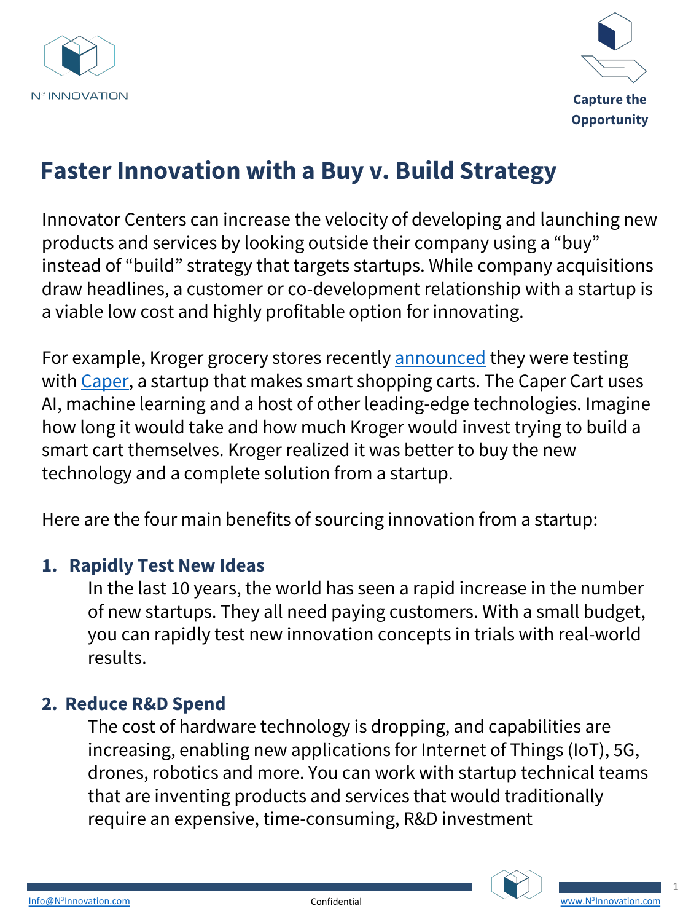# Faster Innovation with a Buy v. Build Strategy

Innovator Centers can increase the velocity of developing and launching new products and services by looking outside their company using a “buy” instead of “build” strategy that targets startups. While company acquisitions draw headlines, a customer or co-development relationship with a startup is a viable low cost and highly profitable option for innovating.

For example, Kroger grocery stores recently announced they were testing with Caper, a startup that makes smart shopping carts. The Caper Cart uses AI, machine learning and a host of other leading-edge technologies. Imagine how long it would take and how much Kroger would invest trying to build a smart cart themselves. Kroger realized it was better to buy the new technology and a complete solution from a startup.

Here are the four main benefits of sourcing innovation from a startup:

1. **Rapidly Test New Ideas**
   In the last 10 years, the world has seen a rapid increase in the number of new startups. They all need paying customers. With a small budget, you can rapidly test new innovation concepts in trials with real-world results.

2. **Reduce R&D Spend**
   The cost of hardware technology is dropping, and capabilities are increasing, enabling new applications for Internet of Things (IoT), 5G, drones, robotics and more. You can work with startup technical teams that are inventing products and services that would traditionally require an expensive, time-consuming, R&D investment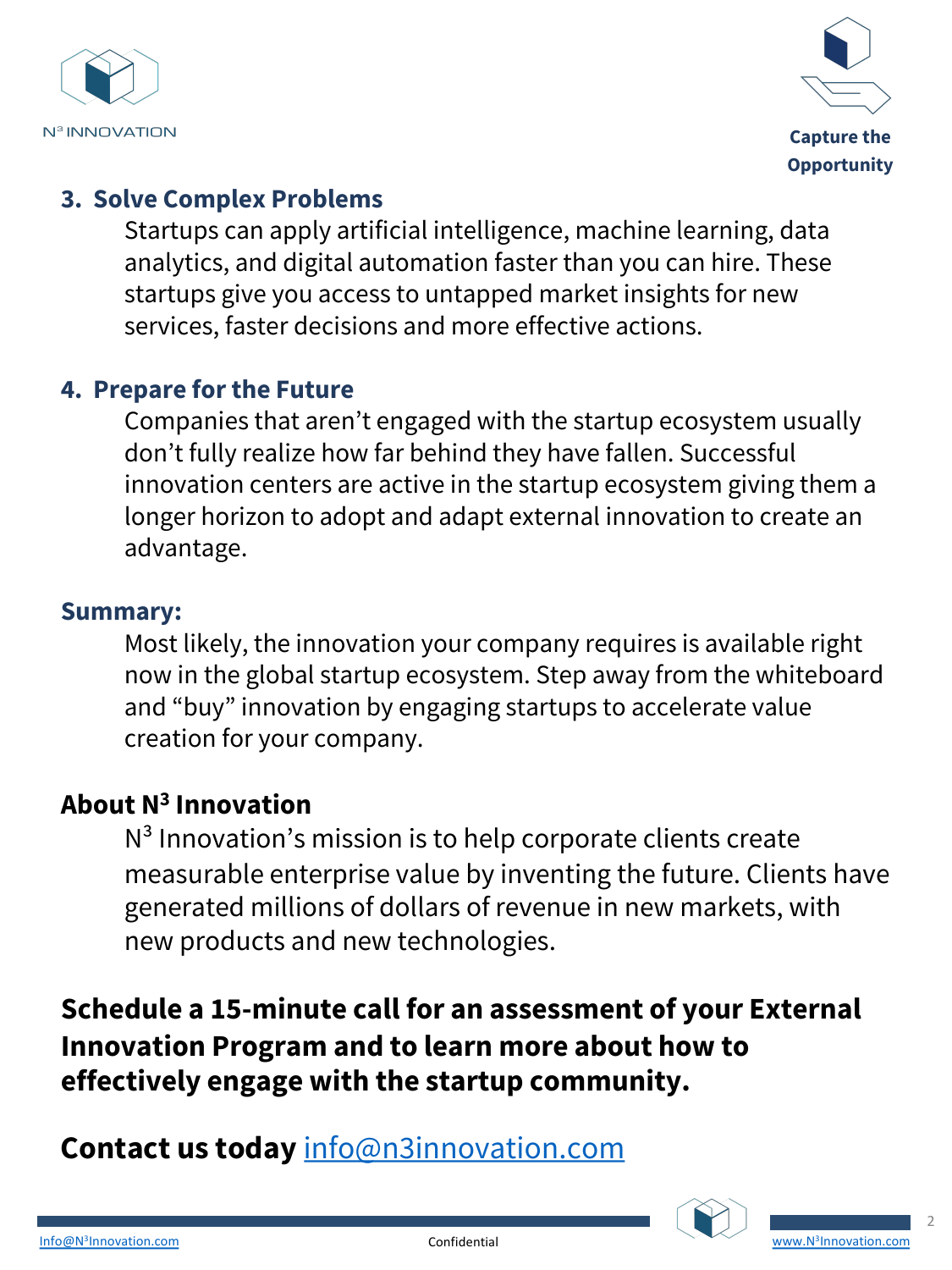### 3. Solve Complex Problems

Startups can apply artificial intelligence, machine learning, data analytics, and digital automation faster than you can hire. These startups give you access to untapped market insights for new services, faster decisions and more effective actions.

### 4. Prepare for the Future

Companies that aren't engaged with the startup ecosystem usually don't fully realize how far behind they have fallen. Successful innovation centers are active in the startup ecosystem giving them a longer horizon to adopt and adapt external innovation to create an advantage.

### Summary:

Most likely, the innovation your company requires is available right now in the global startup ecosystem. Step away from the whiteboard and "buy" innovation by engaging startups to accelerate value creation for your company.

### About N³ Innovation

N³ Innovation's mission is to help corporate clients create measurable enterprise value by inventing the future. Clients have generated millions of dollars of revenue in new markets, with new products and new technologies.

**Schedule a 15-minute call for an assessment of your External Innovation Program and to learn more about how to effectively engage with the startup community.**

**Contact us today** info@n3innovation.com